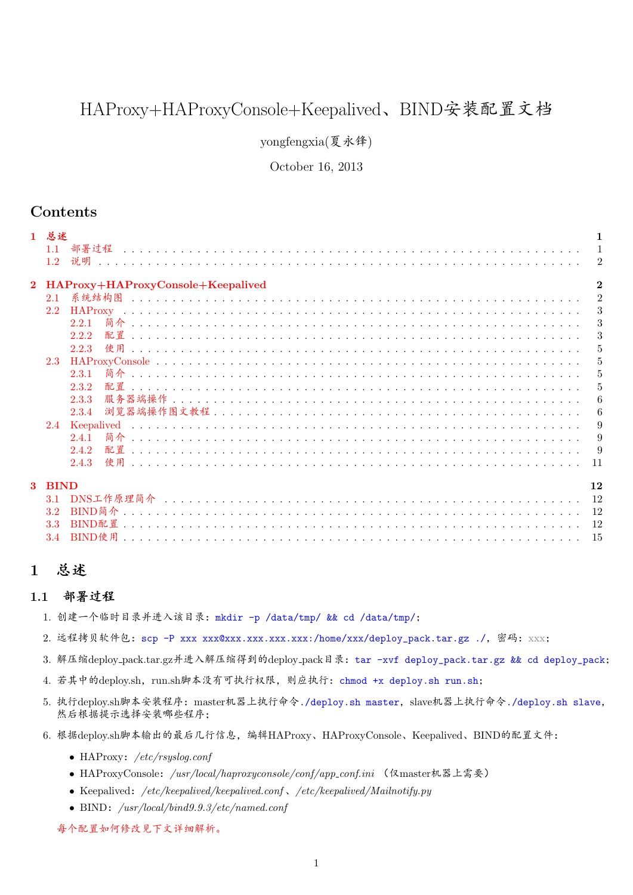# HAProxy+HAProxyConsole+Keepalived、BIND安装配置文档

yongfengxia(夏永锋)

October 16, 2013

## Contents

- 1 总述 — 1
  - 1.1 部署过程 — 1
  - 1.2 说明 — 2
- 2 HAProxy+HAProxyConsole+Keepalived — 2
  - 2.1 系统结构图 — 2
  - 2.2 HAProxy — 3
    - 2.2.1 简介 — 3
    - 2.2.2 配置 — 3
    - 2.2.3 使用 — 5
  - 2.3 HAProxyConsole — 5
    - 2.3.1 简介 — 5
    - 2.3.2 配置 — 5
    - 2.3.3 服务器端操作 — 6
    - 2.3.4 浏览器端操作图文教程 — 6
  - 2.4 Keepalived — 9
    - 2.4.1 简介 — 9
    - 2.4.2 配置 — 9
    - 2.4.3 使用 — 11
- 3 BIND — 12
  - 3.1 DNS工作原理简介 — 12
  - 3.2 BIND简介 — 12
  - 3.3 BIND配置 — 12
  - 3.4 BIND使用 — 15

## 1 总述

### 1.1 部署过程

1. 创建一个临时目录并进入该目录：`mkdir -p /data/tmp/ && cd /data/tmp/`；
2. 远程拷贝软件包：`scp -P xxx xxx@xxx.xxx.xxx.xxx:/home/xxx/deploy_pack.tar.gz ./`，密码：xxx；
3. 解压缩deploy_pack.tar.gz并进入解压缩得到的deploy_pack目录：`tar -xvf deploy_pack.tar.gz && cd deploy_pack`；
4. 若其中的deploy.sh，run.sh脚本没有可执行权限，则应执行：`chmod +x deploy.sh run.sh`；
5. 执行deploy.sh脚本安装程序：master机器上执行命令`./deploy.sh master`，slave机器上执行命令`./deploy.sh slave`，然后根据提示选择安装哪些程序；
6. 根据deploy.sh脚本输出的最后几行信息，编辑HAProxy、HAProxyConsole、Keepalived、BIND的配置文件：
   - HAProxy：*/etc/rsyslog.conf*
   - HAProxyConsole：*/usr/local/haproxyconsole/conf/app_conf.ini* （仅master机器上需要）
   - Keepalived：*/etc/keepalived/keepalived.conf*、*/etc/keepalived/Mailnotify.py*
   - BIND：*/usr/local/bind9.9.3/etc/named.conf*

   每个配置如何修改见下文详细解析。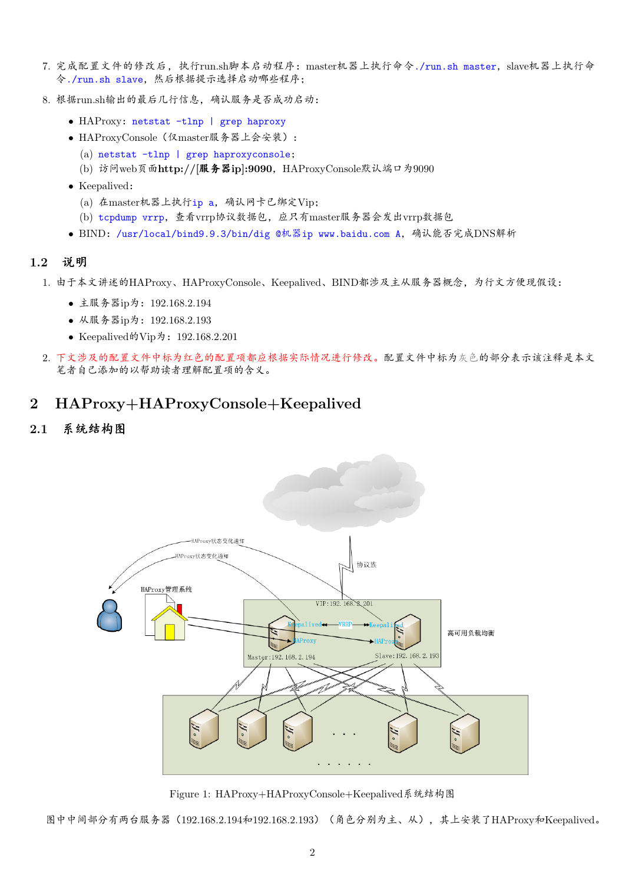7. 完成配置文件的修改后，执行run.sh脚本启动程序：master机器上执行命令`./run.sh master`，slave机器上执行命令`./run.sh slave`，然后根据提示选择启动哪些程序；

8. 根据run.sh输出的最后几行信息，确认服务是否成功启动：

   - HAProxy：`netstat -tlnp | grep haproxy`
   - HAProxyConsole（仅master服务器上会安装）：
     (a) `netstat -tlnp | grep haproxyconsole`；
     (b) 访问web页面**http://[服务器ip]:9090**，HAProxyConsole默认端口为9090
   - Keepalived：
     (a) 在master机器上执行`ip a`，确认网卡已绑定Vip；
     (b) `tcpdump vrrp`，查看vrrp协议数据包，应只有master服务器会发出vrrp数据包
   - BIND：`/usr/local/bind9.9.3/bin/dig @机器ip www.baidu.com A`，确认能否完成DNS解析

## 1.2 说明

1. 由于本文讲述的HAProxy、HAProxyConsole、Keepalived、BIND都涉及主从服务器概念，为行文方便现假设：
   - 主服务器ip为：192.168.2.194
   - 从服务器ip为：192.168.2.193
   - Keepalived的Vip为：192.168.2.201

2. 下文涉及的配置文件中标为红色的配置项都应根据实际情况进行修改。配置文件中标为灰色的部分表示该注释是本文笔者自己添加的以帮助读者理解配置项的含义。

# 2 HAProxy+HAProxyConsole+Keepalived

## 2.1 系统结构图

Figure 1: HAProxy+HAProxyConsole+Keepalived系统结构图

图中中间部分有两台服务器（192.168.2.194和192.168.2.193）（角色分别为主、从），其上安装了HAProxy和Keepalived。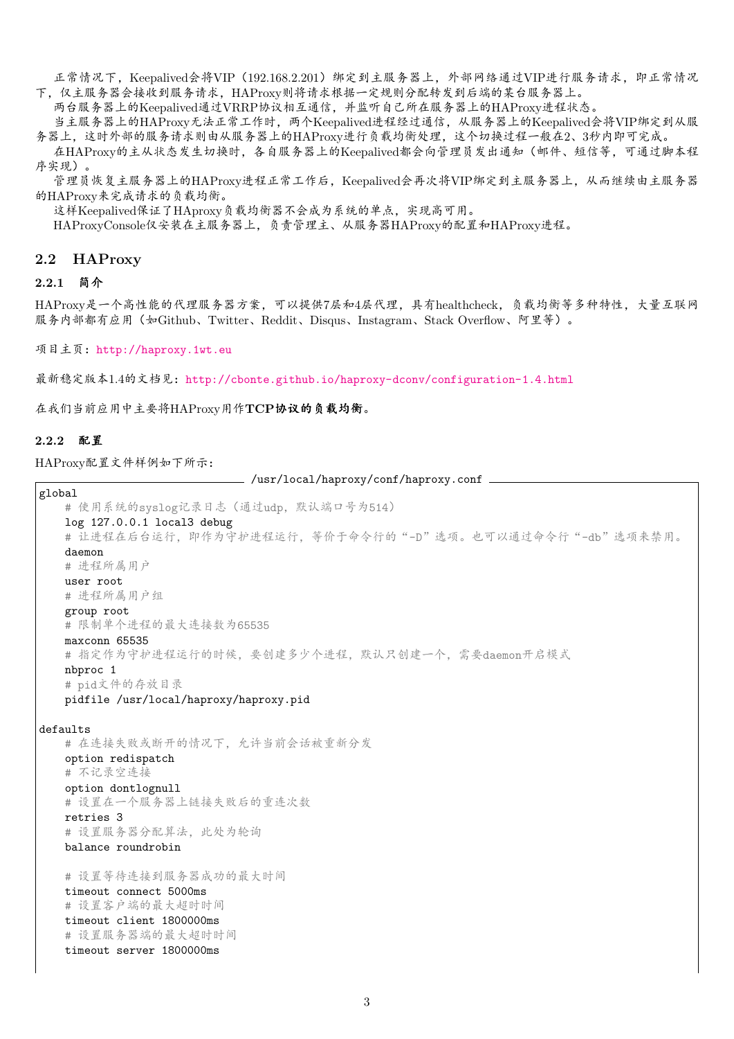正常情况下，Keepalived会将VIP（192.168.2.201）绑定到主服务器上，外部网络通过VIP进行服务请求，即正常情况下，仅主服务器会接收到服务请求，HAProxy则将请求根据一定规则分配转发到后端的某台服务器上。

两台服务器上的Keepalived通过VRRP协议相互通信，并监听自己所在服务器上的HAProxy进程状态。

当主服务器上的HAProxy无法正常工作时，两个Keepalived进程经过通信，从服务器上的Keepalived会将VIP绑定到从服务器上，这时外部的服务请求则由从服务器上的HAProxy进行负载均衡处理，这个切换过程一般在2、3秒内即可完成。

在HAProxy的主从状态发生切换时，各自服务器上的Keepalived都会向管理员发出通知（邮件、短信等，可通过脚本程序实现）。

管理员恢复主服务器上的HAProxy进程正常工作后，Keepalived会再次将VIP绑定到主服务器上，从而继续由主服务器的HAProxy来完成请求的负载均衡。

这样Keepalived保证了HAproxy负载均衡器不会成为系统的单点，实现高可用。

HAProxyConsole仅安装在主服务器上，负责管理主、从服务器HAProxy的配置和HAProxy进程。

## 2.2 HAProxy

### 2.2.1 简介

HAProxy是一个高性能的代理服务器方案，可以提供7层和4层代理，具有healthcheck，负载均衡等多种特性，大量互联网服务内部都有应用（如Github、Twitter、Reddit、Disqus、Instagram、Stack Overflow、阿里等）。

项目主页：http://haproxy.1wt.eu

最新稳定版本1.4的文档见：http://cbonte.github.io/haproxy-dconv/configuration-1.4.html

在我们当前应用中主要将HAProxy用作**TCP协议的负载均衡**。

### 2.2.2 配置

HAProxy配置文件样例如下所示：

/usr/local/haproxy/conf/haproxy.conf

```
global
    # 使用系统的syslog记录日志（通过udp，默认端口号为514）
    log 127.0.0.1 local3 debug
    # 让进程在后台运行，即作为守护进程运行，等价于命令行的“-D”选项。也可以通过命令行“-db”选项来禁用。
    daemon
    # 进程所属用户
    user root
    # 进程所属用户组
    group root
    # 限制单个进程的最大连接数为65535
    maxconn 65535
    # 指定作为守护进程运行的时候，要创建多少个进程，默认只创建一个，需要daemon开启模式
    nbproc 1
    # pid文件的存放目录
    pidfile /usr/local/haproxy/haproxy.pid

defaults
    # 在连接失败或断开的情况下，允许当前会话被重新分发
    option redispatch
    # 不记录空连接
    option dontlognull
    # 设置在一个服务器上链接失败后的重连次数
    retries 3
    # 设置服务器分配算法，此处为轮询
    balance roundrobin

    # 设置等待连接到服务器成功的最大时间
    timeout connect 5000ms
    # 设置客户端的最大超时时间
    timeout client 1800000ms
    # 设置服务器端的最大超时时间
    timeout server 1800000ms
```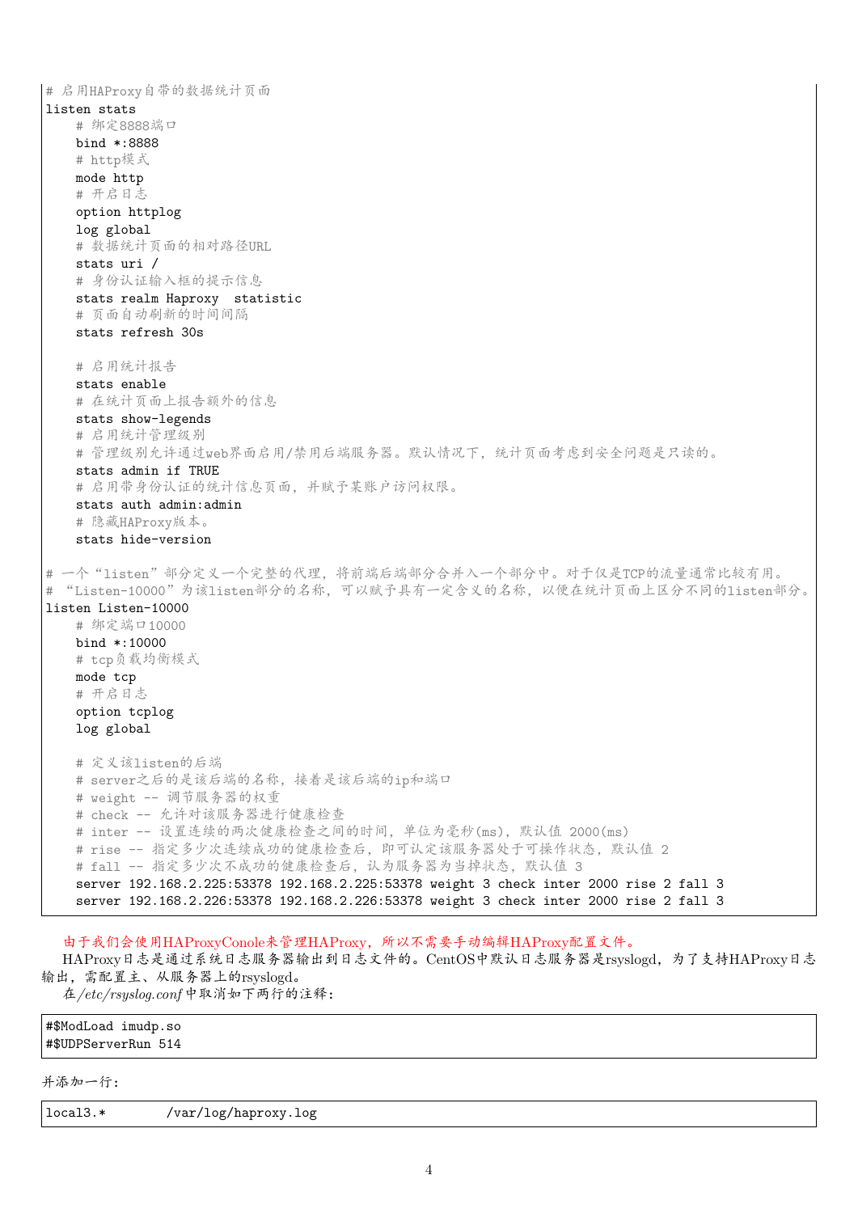```
# 启用HAProxy自带的数据统计页面
listen stats
    # 绑定8888端口
    bind *:8888
    # http模式
    mode http
    # 开启日志
    option httplog
    log global
    # 数据统计页面的相对路径URL
    stats uri /
    # 身份认证输入框的提示信息
    stats realm Haproxy  statistic
    # 页面自动刷新的时间间隔
    stats refresh 30s

    # 启用统计报告
    stats enable
    # 在统计页面上报告额外的信息
    stats show-legends
    # 启用统计管理级别
    # 管理级别允许通过web界面启用/禁用后端服务器。默认情况下，统计页面考虑到安全问题是只读的。
    stats admin if TRUE
    # 启用带身份认证的统计信息页面，并赋予某账户访问权限。
    stats auth admin:admin
    # 隐藏HAProxy版本。
    stats hide-version

# 一个“listen”部分定义一个完整的代理，将前端后端部分合并入一个部分中。对于仅是TCP的流量通常比较有用。
# “Listen-10000”为该listen部分的名称，可以赋予具有一定含义的名称，以便在统计页面上区分不同的listen部分。
listen Listen-10000
    # 绑定端口10000
    bind *:10000
    # tcp负载均衡模式
    mode tcp
    # 开启日志
    option tcplog
    log global

    # 定义该listen的后端
    # server之后的是该后端的名称，接着是该后端的ip和端口
    # weight -- 调节服务器的权重
    # check -- 允许对该服务器进行健康检查
    # inter -- 设置连续的两次健康检查之间的时间，单位为毫秒(ms)，默认值 2000(ms)
    # rise -- 指定多少次连续成功的健康检查后，即可认定该服务器处于可操作状态，默认值 2
    # fall -- 指定多少次不成功的健康检查后，认为服务器为当掉状态，默认值 3
    server 192.168.2.225:53378 192.168.2.225:53378 weight 3 check inter 2000 rise 2 fall 3
    server 192.168.2.226:53378 192.168.2.226:53378 weight 3 check inter 2000 rise 2 fall 3
```

由于我们会使用HAProxyConole来管理HAProxy，所以不需要手动编辑HAProxy配置文件。

HAProxy日志是通过系统日志服务器输出到日志文件的。CentOS中默认日志服务器是rsyslogd，为了支持HAProxy日志输出，需配置主、从服务器上的rsyslogd。

在*/etc/rsyslog.conf*中取消如下两行的注释：

```
#$ModLoad imudp.so
#$UDPServerRun 514
```

并添加一行：

```
local3.*        /var/log/haproxy.log
```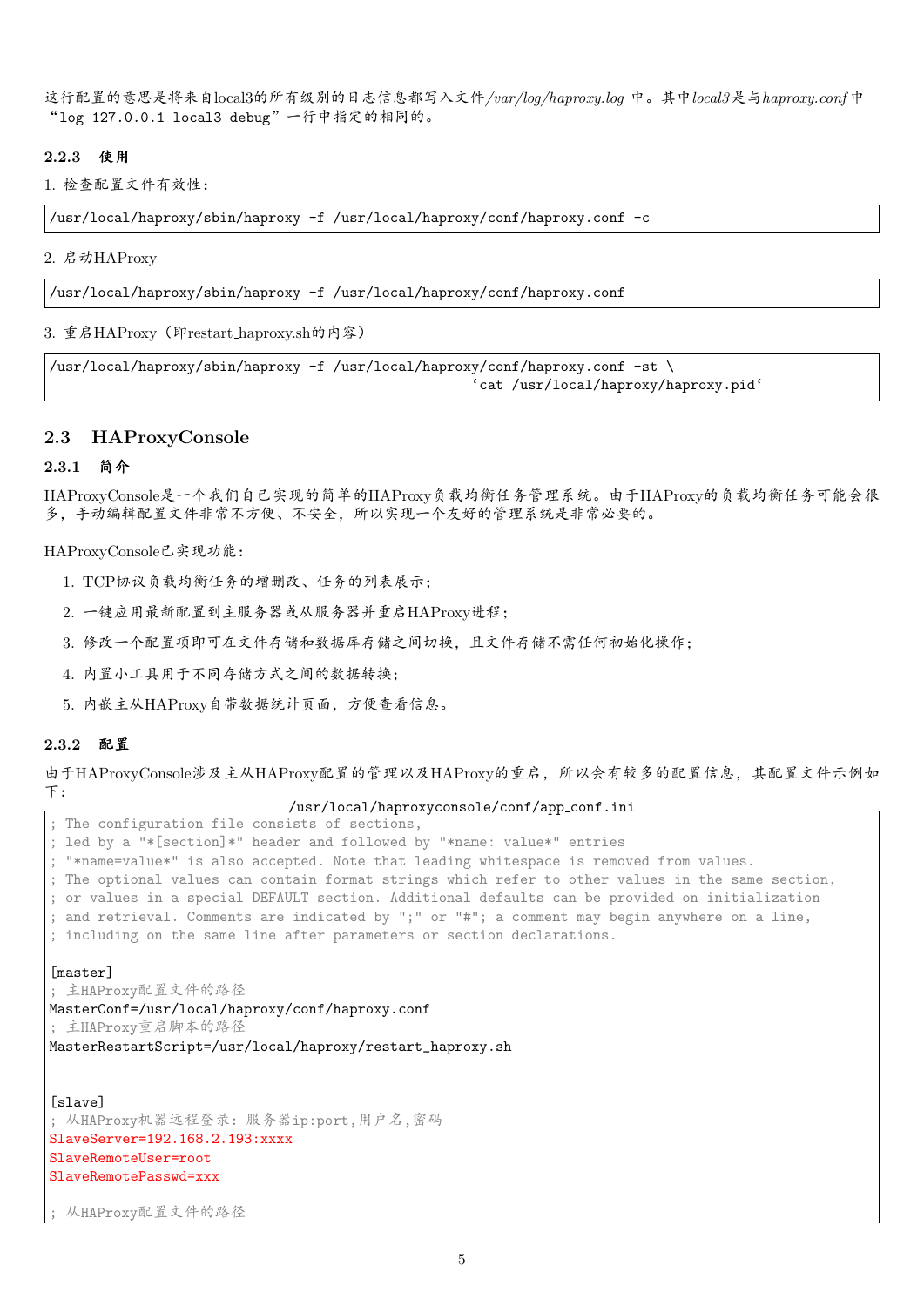这行配置的意思是将来自local3的所有级别的日志信息都写入文件*/var/log/haproxy.log* 中。其中*local3*是与*haproxy.conf*中"log 127.0.0.1 local3 debug"一行中指定的相同的。

### 2.2.3 使用

1. 检查配置文件有效性：

```
/usr/local/haproxy/sbin/haproxy -f /usr/local/haproxy/conf/haproxy.conf -c
```

2. 启动HAProxy

```
/usr/local/haproxy/sbin/haproxy -f /usr/local/haproxy/conf/haproxy.conf
```

3. 重启HAProxy（即restart_haproxy.sh的内容）

```
/usr/local/haproxy/sbin/haproxy -f /usr/local/haproxy/conf/haproxy.conf -st \
                                                   `cat /usr/local/haproxy/haproxy.pid`
```

## 2.3 HAProxyConsole

### 2.3.1 简介

HAProxyConsole是一个我们自己实现的简单的HAProxy负载均衡任务管理系统。由于HAProxy的负载均衡任务可能会很多，手动编辑配置文件非常不方便、不安全，所以实现一个友好的管理系统是非常必要的。

HAProxyConsole已实现功能：

1. TCP协议负载均衡任务的增删改、任务的列表展示；
2. 一键应用最新配置到主服务器或从服务器并重启HAProxy进程；
3. 修改一个配置项即可在文件存储和数据库存储之间切换，且文件存储不需任何初始化操作；
4. 内置小工具用于不同存储方式之间的数据转换；
5. 内嵌主从HAProxy自带数据统计页面，方便查看信息。

### 2.3.2 配置

由于HAProxyConsole涉及主从HAProxy配置的管理以及HAProxy的重启，所以会有较多的配置信息，其配置文件示例如下：

/usr/local/haproxyconsole/conf/app_conf.ini

```
; The configuration file consists of sections,
; led by a "*[section]*" header and followed by "*name: value*" entries
; "*name=value*" is also accepted. Note that leading whitespace is removed from values.
; The optional values can contain format strings which refer to other values in the same section,
; or values in a special DEFAULT section. Additional defaults can be provided on initialization
; and retrieval. Comments are indicated by ";" or "#"; a comment may begin anywhere on a line,
; including on the same line after parameters or section declarations.

[master]
; 主HAProxy配置文件的路径
MasterConf=/usr/local/haproxy/conf/haproxy.conf
; 主HAProxy重启脚本的路径
MasterRestartScript=/usr/local/haproxy/restart_haproxy.sh


[slave]
; 从HAProxy机器远程登录：服务器ip:port,用户名,密码
SlaveServer=192.168.2.193:xxxx
SlaveRemoteUser=root
SlaveRemotePasswd=xxx

; 从HAProxy配置文件的路径
```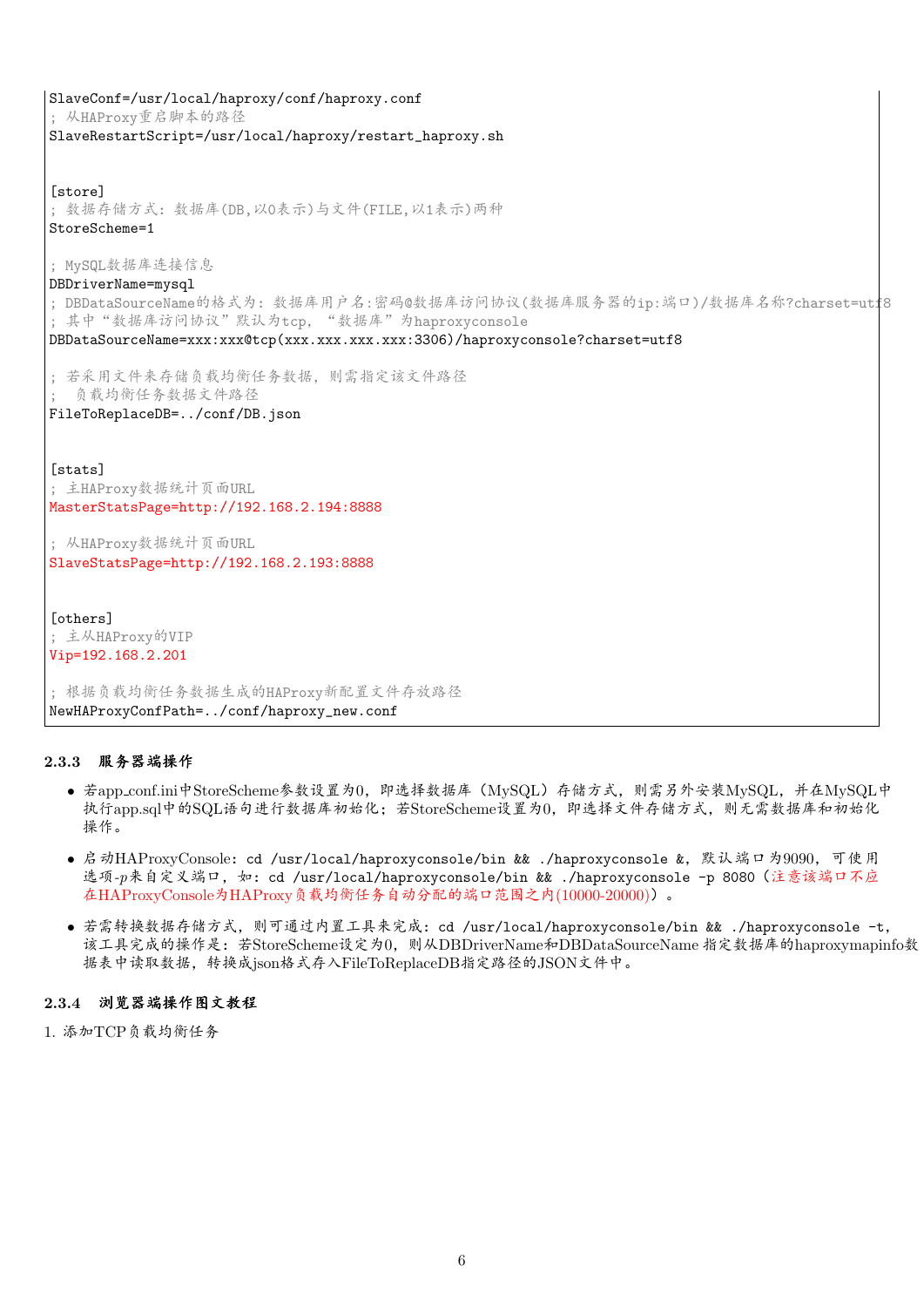```
SlaveConf=/usr/local/haproxy/conf/haproxy.conf
; 从HAProxy重启脚本的路径
SlaveRestartScript=/usr/local/haproxy/restart_haproxy.sh


[store]
; 数据存储方式：数据库(DB,以0表示)与文件(FILE,以1表示)两种
StoreScheme=1

; MySQL数据库连接信息
DBDriverName=mysql
; DBDataSourceName的格式为：数据库用户名:密码@数据库访问协议(数据库服务器的ip:端口)/数据库名称?charset=utf8
; 其中“数据库访问协议”默认为tcp，“数据库”为haproxyconsole
DBDataSourceName=xxx:xxx@tcp(xxx.xxx.xxx.xxx:3306)/haproxyconsole?charset=utf8

; 若采用文件来存储负载均衡任务数据，则需指定该文件路径
;  负载均衡任务数据文件路径
FileToReplaceDB=../conf/DB.json


[stats]
; 主HAProxy数据统计页面URL
MasterStatsPage=http://192.168.2.194:8888

; 从HAProxy数据统计页面URL
SlaveStatsPage=http://192.168.2.193:8888


[others]
; 主从HAProxy的VIP
Vip=192.168.2.201

; 根据负载均衡任务数据生成的HAProxy新配置文件存放路径
NewHAProxyConfPath=../conf/haproxy_new.conf
```

### 2.3.3 服务器端操作

- 若app_conf.ini中StoreScheme参数设置为0，即选择数据库（MySQL）存储方式，则需另外安装MySQL，并在MySQL中执行app.sql中的SQL语句进行数据库初始化；若StoreScheme设置为0，即选择文件存储方式，则无需数据库和初始化操作。
- 启动HAProxyConsole：`cd /usr/local/haproxyconsole/bin && ./haproxyconsole &`，默认端口为9090，可使用选项-p来自定义端口，如：`cd /usr/local/haproxyconsole/bin && ./haproxyconsole -p 8080`（注意该端口不应在HAProxyConsole为HAProxy负载均衡任务自动分配的端口范围之内(10000-20000)）。
- 若需转换数据存储方式，则可通过内置工具来完成：`cd /usr/local/haproxyconsole/bin && ./haproxyconsole -t`，该工具完成的操作是：若StoreScheme设定为0，则从DBDriverName和DBDataSourceName 指定数据库的haproxymapinfo数据表中读取数据，转换成json格式存入FileToReplaceDB指定路径的JSON文件中。

### 2.3.4 浏览器端操作图文教程

1. 添加TCP负载均衡任务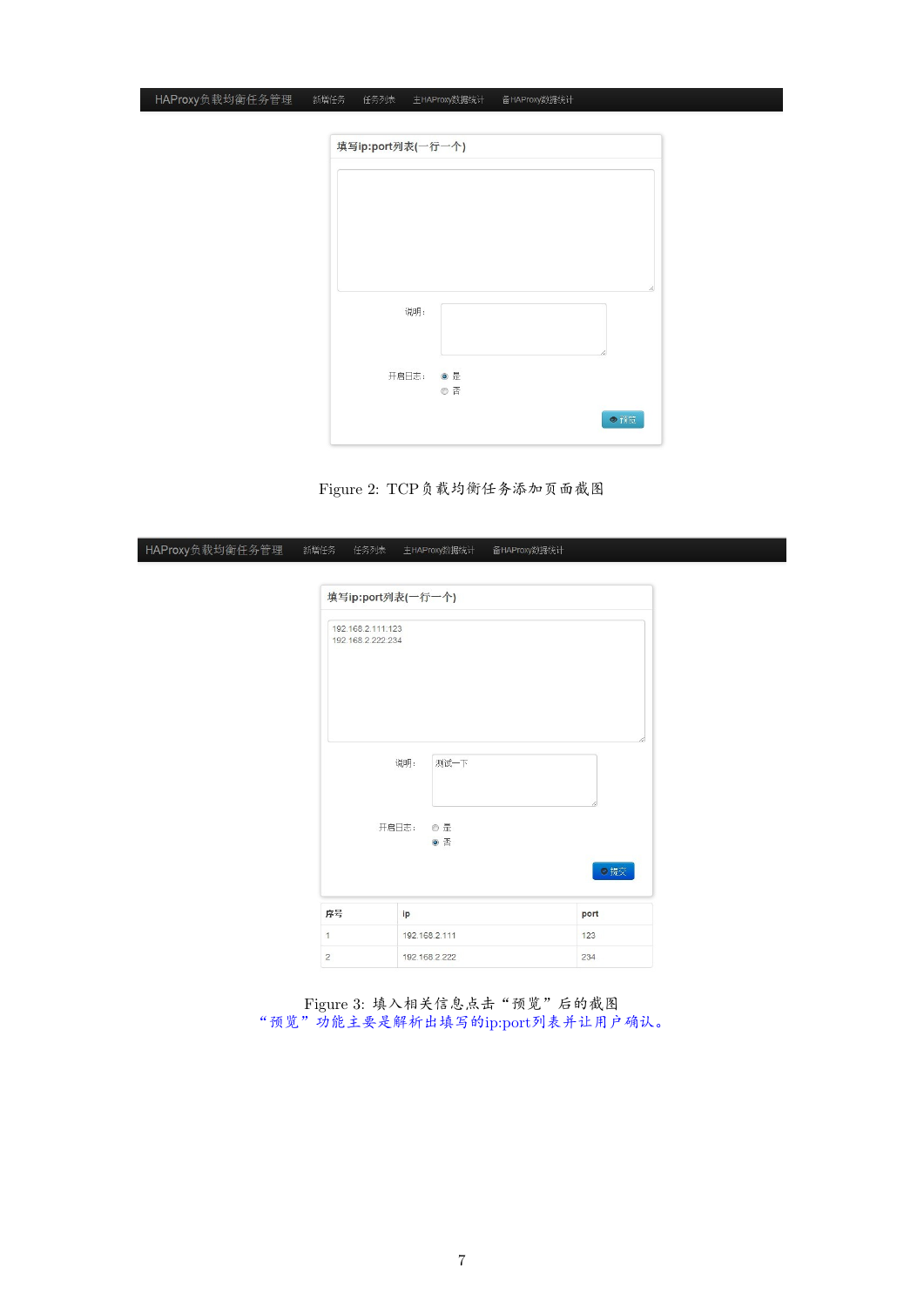Figure 2: TCP负载均衡任务添加页面截图

Figure 3: 填入相关信息点击“预览”后的截图
“预览”功能主要是解析出填写的ip:port列表并让用户确认。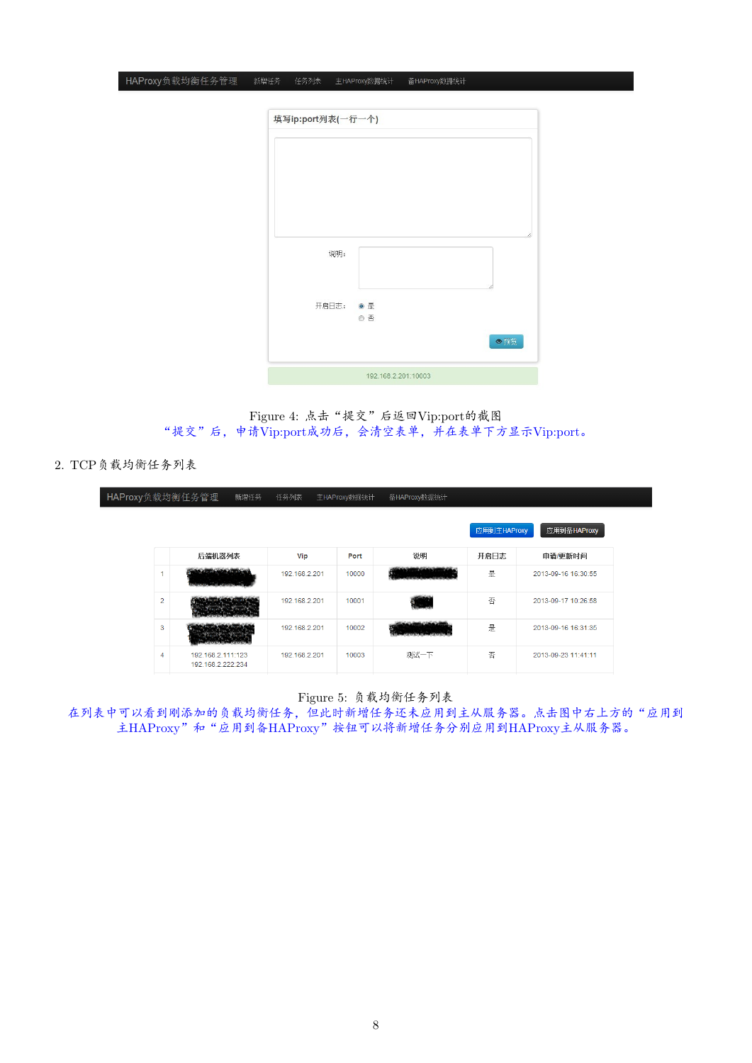Figure 4: 点击“提交”后返回Vip:port的截图

“提交”后，申请Vip:port成功后，会清空表单，并在表单下方显示Vip:port。

2. TCP负载均衡任务列表

Figure 5: 负载均衡任务列表

在列表中可以看到刚添加的负载均衡任务，但此时新增任务还未应用到主从服务器。点击图中右上方的“应用到主HAProxy”和“应用到备HAProxy”按钮可以将新增任务分别应用到HAProxy主从服务器。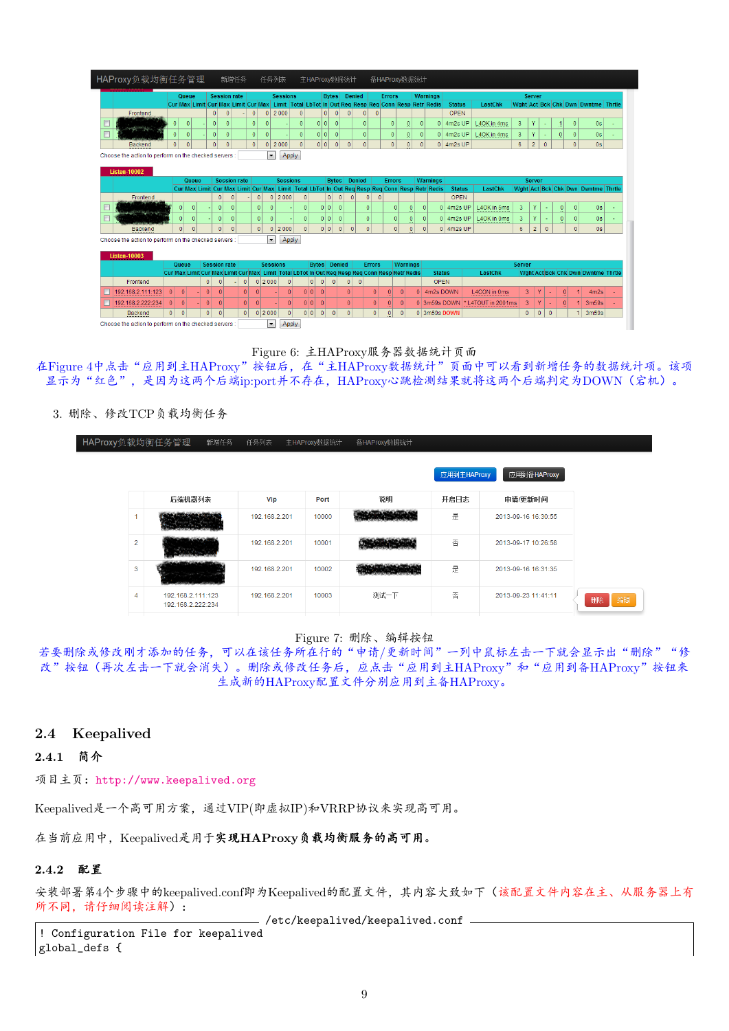Figure 6: 主HAProxy服务器数据统计页面

在Figure 4中点击“应用到主HAProxy”按钮后，在“主HAProxy数据统计”页面中可以看到新增任务的数据统计项。该项显示为“红色”，是因为这两个后端ip:port并不存在，HAProxy心跳检测结果就将这两个后端判定为DOWN（宕机）。

3. 删除、修改TCP负载均衡任务

Figure 7: 删除、编辑按钮

若要删除或修改刚才添加的任务，可以在该任务所在行的“申请/更新时间”一列中鼠标左击一下就会显示出“删除”“修改”按钮（再次左击一下就会消失）。删除或修改任务后，应点击“应用到主HAProxy”和“应用到备HAProxy”按钮来生成新的HAProxy配置文件分别应用到主备HAProxy。

## 2.4 Keepalived

### 2.4.1 简介

项目主页：http://www.keepalived.org

Keepalived是一个高可用方案，通过VIP(即虚拟IP)和VRRP协议来实现高可用。

在当前应用中，Keepalived是用于**实现HAProxy负载均衡服务的高可用**。

### 2.4.2 配置

安装部署第4个步骤中的keepalived.conf即为Keepalived的配置文件，其内容大致如下（该配置文件内容在主、从服务器上有所不同，请仔细阅读注解）：

/etc/keepalived/keepalived.conf

```
! Configuration File for keepalived
global_defs {
```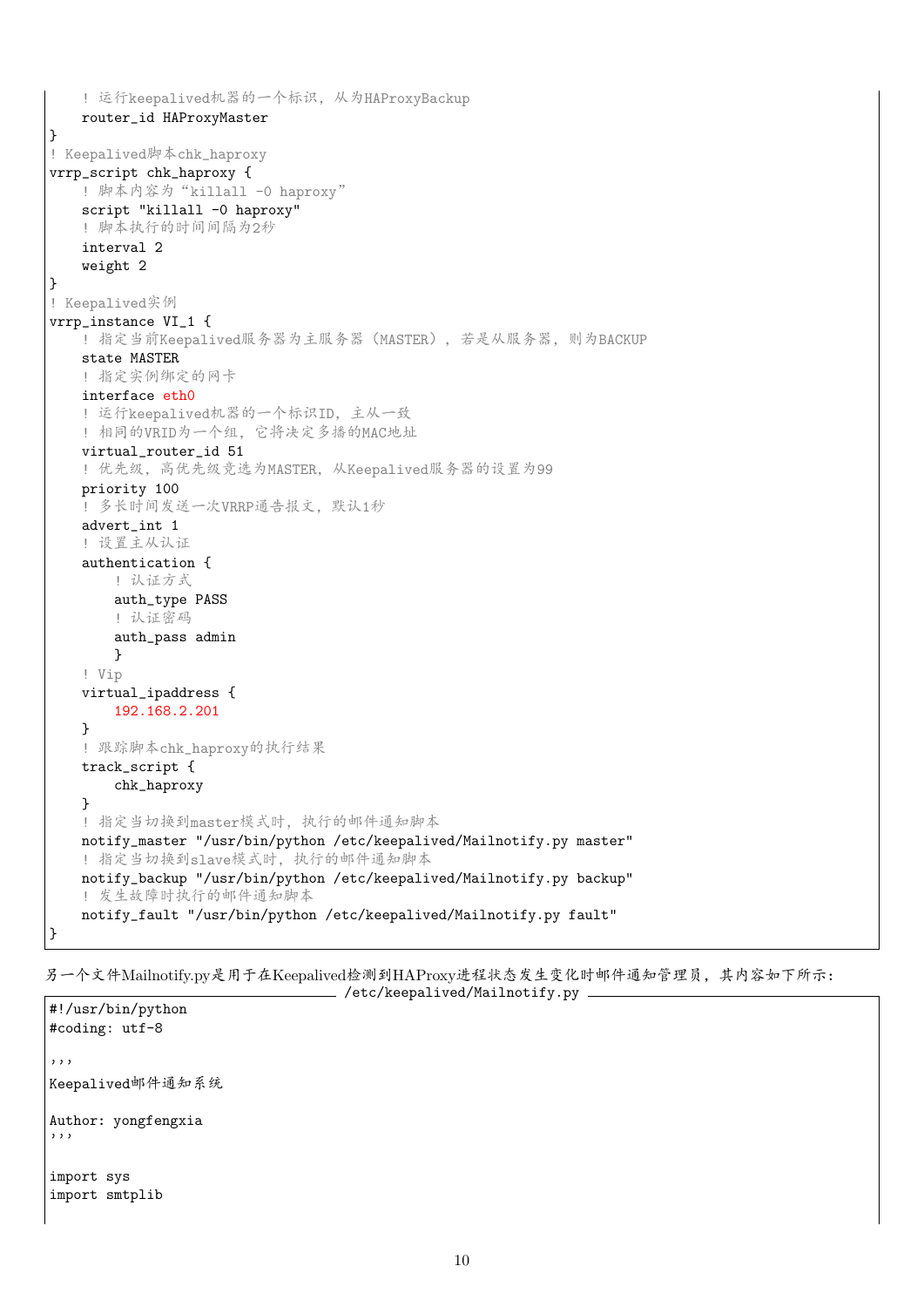```
    ! 运行keepalived机器的一个标识，从为HAProxyBackup
    router_id HAProxyMaster
}
! Keepalived脚本chk_haproxy
vrrp_script chk_haproxy {
    ! 脚本内容为“killall -0 haproxy”
    script "killall -0 haproxy"
    ! 脚本执行的时间间隔为2秒
    interval 2
    weight 2
}
! Keepalived实例
vrrp_instance VI_1 {
    ! 指定当前Keepalived服务器为主服务器（MASTER），若是从服务器，则为BACKUP
    state MASTER
    ! 指定实例绑定的网卡
    interface eth0
    ! 运行keepalived机器的一个标识ID，主从一致
    ! 相同的VRID为一个组，它将决定多播的MAC地址
    virtual_router_id 51
    ! 优先级，高优先级竞选为MASTER，从Keepalived服务器的设置为99
    priority 100
    ! 多长时间发送一次VRRP通告报文，默认1秒
    advert_int 1
    ! 设置主从认证
    authentication {
        ! 认证方式
        auth_type PASS
        ! 认证密码
        auth_pass admin
        }
    ! Vip
    virtual_ipaddress {
        192.168.2.201
    }
    ! 跟踪脚本chk_haproxy的执行结果
    track_script {
        chk_haproxy
    }
    ! 指定当切换到master模式时，执行的邮件通知脚本
    notify_master "/usr/bin/python /etc/keepalived/Mailnotify.py master"
    ! 指定当切换到slave模式时，执行的邮件通知脚本
    notify_backup "/usr/bin/python /etc/keepalived/Mailnotify.py backup"
    ! 发生故障时执行的邮件通知脚本
    notify_fault "/usr/bin/python /etc/keepalived/Mailnotify.py fault"
}
```

另一个文件Mailnotify.py是用于在Keepalived检测到HAProxy进程状态发生变化时邮件通知管理员，其内容如下所示：

/etc/keepalived/Mailnotify.py

```
#!/usr/bin/python
#coding: utf-8

'''
Keepalived邮件通知系统

Author: yongfengxia
'''

import sys
import smtplib
```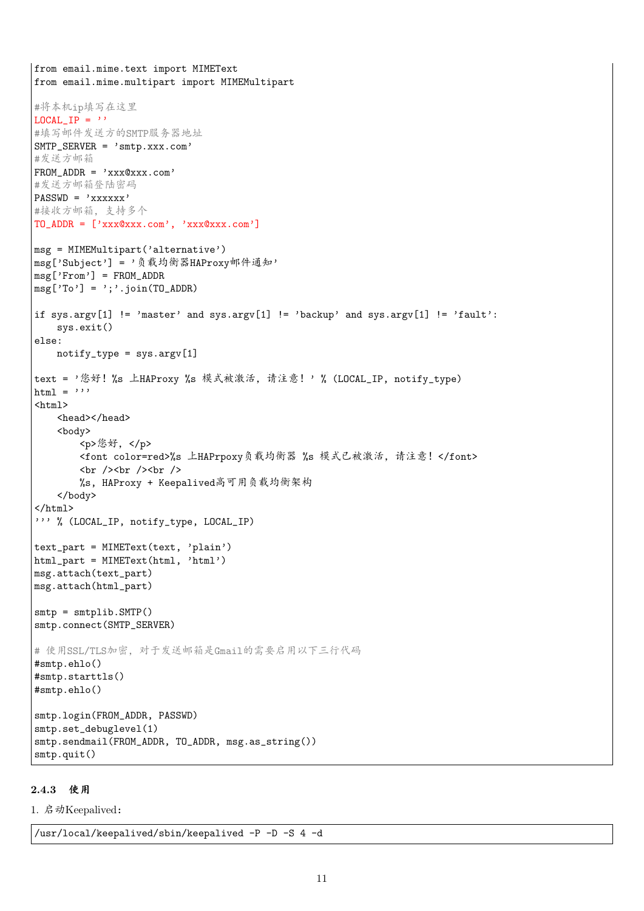```
from email.mime.text import MIMEText
from email.mime.multipart import MIMEMultipart

#将本机ip填写在这里
LOCAL_IP = ''
#填写邮件发送方的SMTP服务器地址
SMTP_SERVER = 'smtp.xxx.com'
#发送方邮箱
FROM_ADDR = 'xxx@xxx.com'
#发送方邮箱登陆密码
PASSWD = 'xxxxxx'
#接收方邮箱，支持多个
TO_ADDR = ['xxx@xxx.com', 'xxx@xxx.com']

msg = MIMEMultipart('alternative')
msg['Subject'] = '负载均衡器HAProxy邮件通知'
msg['From'] = FROM_ADDR
msg['To'] = ';'.join(TO_ADDR)

if sys.argv[1] != 'master' and sys.argv[1] != 'backup' and sys.argv[1] != 'fault':
    sys.exit()
else:
    notify_type = sys.argv[1]

text = '您好！%s 上HAProxy %s 模式被激活，请注意！' % (LOCAL_IP, notify_type)
html = '''
<html>
    <head></head>
    <body>
        <p>您好，</p>
        <font color=red>%s 上HAPrpoxy负载均衡器 %s 模式已被激活，请注意！</font>
        <br /><br /><br />
        %s, HAProxy + Keepalived高可用负载均衡架构
    </body>
</html>
''' % (LOCAL_IP, notify_type, LOCAL_IP)

text_part = MIMEText(text, 'plain')
html_part = MIMEText(html, 'html')
msg.attach(text_part)
msg.attach(html_part)

smtp = smtplib.SMTP()
smtp.connect(SMTP_SERVER)

# 使用SSL/TLS加密，对于发送邮箱是Gmail的需要启用以下三行代码
#smtp.ehlo()
#smtp.starttls()
#smtp.ehlo()

smtp.login(FROM_ADDR, PASSWD)
smtp.set_debuglevel(1)
smtp.sendmail(FROM_ADDR, TO_ADDR, msg.as_string())
smtp.quit()
```

### 2.4.3 使用

1. 启动Keepalived：

```
/usr/local/keepalived/sbin/keepalived -P -D -S 4 -d
```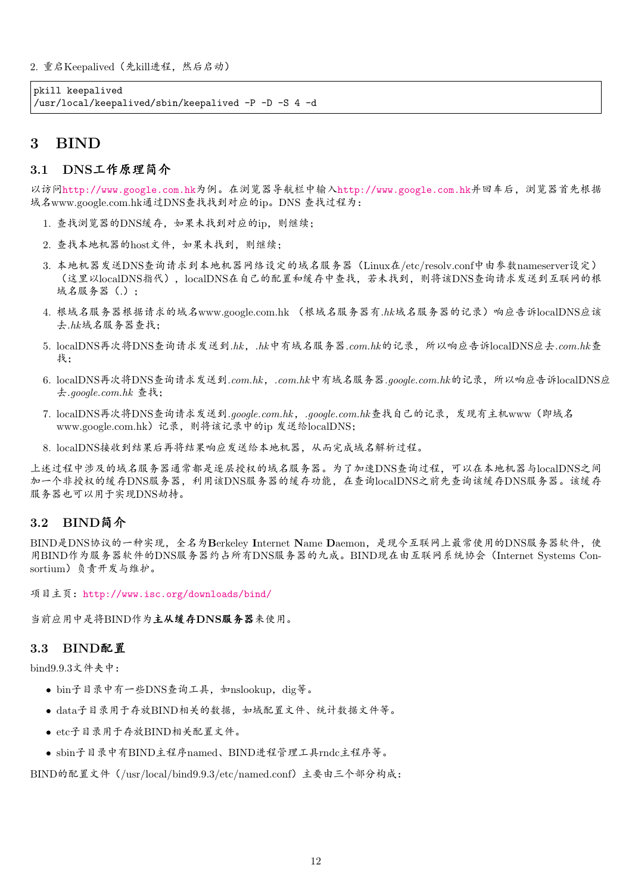2. 重启Keepalived（先kill进程，然后启动）

```
pkill keepalived
/usr/local/keepalived/sbin/keepalived -P -D -S 4 -d
```

# 3 BIND

## 3.1 DNS工作原理简介

以访问http://www.google.com.hk为例。在浏览器导航栏中输入http://www.google.com.hk并回车后，浏览器首先根据域名www.google.com.hk通过DNS查找找到对应的ip。DNS 查找过程为：

1. 查找浏览器的DNS缓存，如果未找到对应的ip，则继续；
2. 查找本地机器的host文件，如果未找到，则继续；
3. 本地机器发送DNS查询请求到本地机器网络设定的域名服务器（Linux在/etc/resolv.conf中由参数nameserver设定）（这里以localDNS指代），localDNS在自己的配置和缓存中查找，若未找到，则将该DNS查询请求发送到互联网的根域名服务器（.）；
4. 根域名服务器根据请求的域名www.google.com.hk （根域名服务器有*.hk*域名服务器的记录）响应告诉localDNS应该去*.hk*域名服务器查找；
5. localDNS再次将DNS查询请求发送到*.hk*，*.hk*中有域名服务器*.com.hk*的记录，所以响应告诉localDNS应去*.com.hk*查找；
6. localDNS再次将DNS查询请求发送到*.com.hk*，*.com.hk*中有域名服务器*.google.com.hk*的记录，所以响应告诉localDNS应去*.google.com.hk* 查找；
7. localDNS再次将DNS查询请求发送到*.google.com.hk*，*.google.com.hk*查找自己的记录，发现有主机www（即域名www.google.com.hk）记录，则将该记录中的ip 发送给localDNS；
8. localDNS接收到结果后再将结果响应发送给本地机器，从而完成域名解析过程。

上述过程中涉及的域名服务器通常都是逐层授权的域名服务器。为了加速DNS查询过程，可以在本地机器与localDNS之间加一个非授权的缓存DNS服务器，利用该DNS服务器的缓存功能，在查询localDNS之前先查询该缓存DNS服务器。该缓存服务器也可以用于实现DNS劫持。

## 3.2 BIND简介

BIND是DNS协议的一种实现，全名为**B**erkeley **I**nternet **N**ame **D**aemon，是现今互联网上最常使用的DNS服务器软件，使用BIND作为服务器软件的DNS服务器约占所有DNS服务器的九成。BIND现在由互联网系统协会（Internet Systems Consortium）负责开发与维护。

项目主页：http://www.isc.org/downloads/bind/

当前应用中是将BIND作为**主从缓存DNS服务器**来使用。

## 3.3 BIND配置

bind9.9.3文件夹中：

- bin子目录中有一些DNS查询工具，如nslookup，dig等。
- data子目录用于存放BIND相关的数据，如域配置文件、统计数据文件等。
- etc子目录用于存放BIND相关配置文件。
- sbin子目录中有BIND主程序named、BIND进程管理工具rndc主程序等。

BIND的配置文件（/usr/local/bind9.9.3/etc/named.conf）主要由三个部分构成：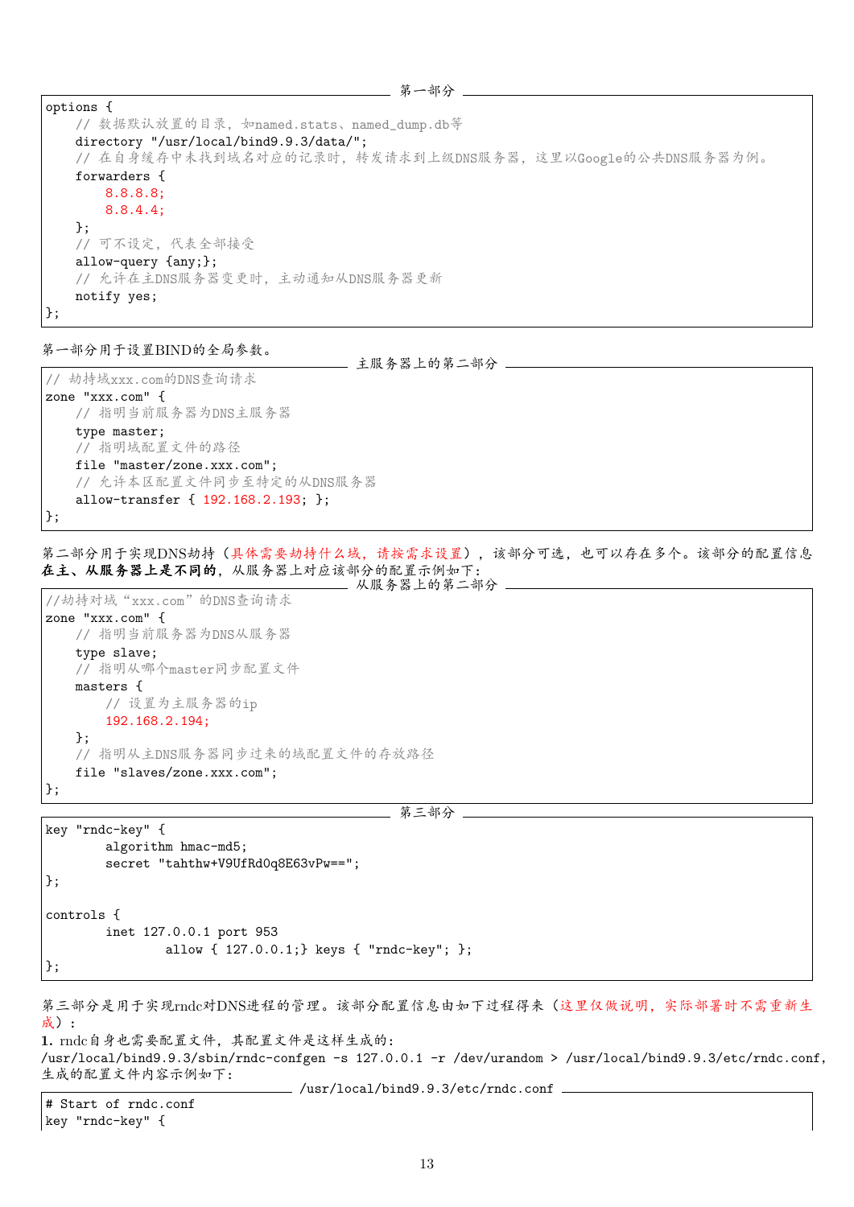第一部分

```
options {
    // 数据默认放置的目录，如named.stats、named_dump.db等
    directory "/usr/local/bind9.9.3/data/";
    // 在自身缓存中未找到域名对应的记录时，转发请求到上级DNS服务器，这里以Google的公共DNS服务器为例。
    forwarders {
        8.8.8.8;
        8.8.4.4;
    };
    // 可不设定，代表全部接受
    allow-query {any;};
    // 允许在主DNS服务器变更时，主动通知从DNS服务器更新
    notify yes;
};
```

第一部分用于设置BIND的全局参数。

主服务器上的第二部分

```
// 劫持域xxx.com的DNS查询请求
zone "xxx.com" {
    // 指明当前服务器为DNS主服务器
    type master;
    // 指明域配置文件的路径
    file "master/zone.xxx.com";
    // 允许本区配置文件同步至特定的从DNS服务器
    allow-transfer { 192.168.2.193; };
};
```

第二部分用于实现DNS劫持（具体需要劫持什么域，请按需求设置），该部分可选，也可以存在多个。该部分的配置信息**在主、从服务器上是不同的**，从服务器上对应该部分的配置示例如下：

从服务器上的第二部分

```
//劫持对域“xxx.com”的DNS查询请求
zone "xxx.com" {
    // 指明当前服务器为DNS从服务器
    type slave;
    // 指明从哪个master同步配置文件
    masters {
        // 设置为主服务器的ip
        192.168.2.194;
    };
    // 指明从主DNS服务器同步过来的域配置文件的存放路径
    file "slaves/zone.xxx.com";
};
```

第三部分

```
key "rndc-key" {
        algorithm hmac-md5;
        secret "tahthw+V9UfRd0q8E63vPw==";
};

controls {
        inet 127.0.0.1 port 953
                allow { 127.0.0.1;} keys { "rndc-key"; };
};
```

第三部分是用于实现rndc对DNS进程的管理。该部分配置信息由如下过程得来（这里仅做说明，实际部署时不需重新生成）：

**1.** rndc自身也需要配置文件，其配置文件是这样生成的：

/usr/local/bind9.9.3/sbin/rndc-confgen -s 127.0.0.1 -r /dev/urandom > /usr/local/bind9.9.3/etc/rndc.conf，生成的配置文件内容示例如下：

/usr/local/bind9.9.3/etc/rndc.conf

```
# Start of rndc.conf
key "rndc-key" {
```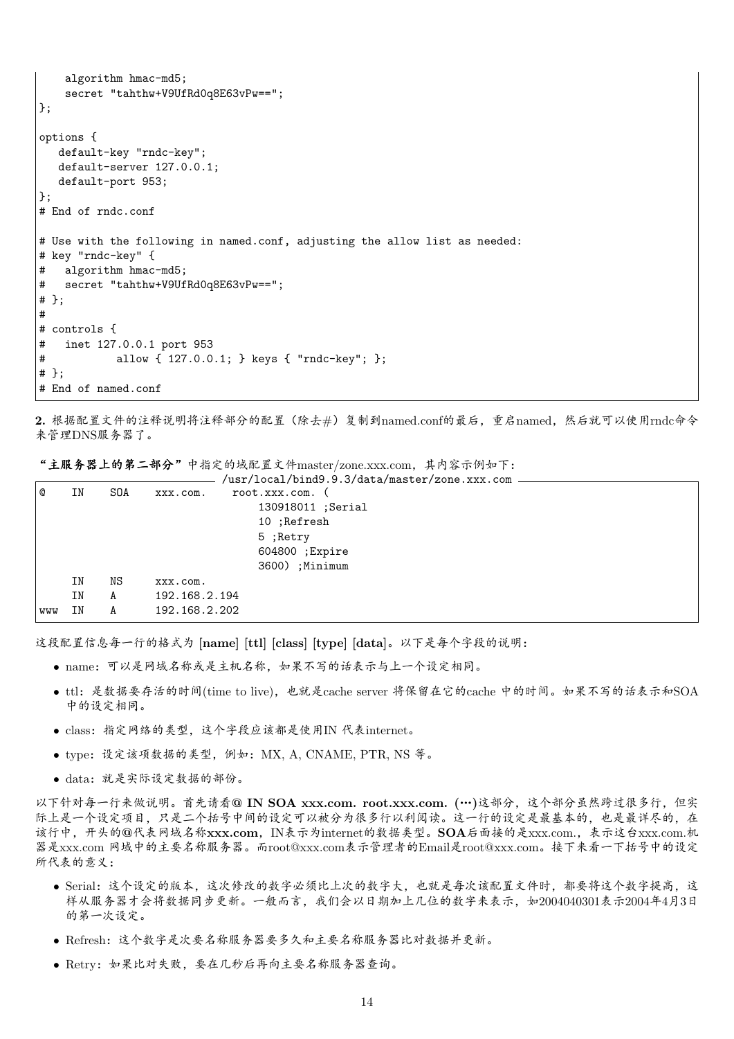```
    algorithm hmac-md5;
    secret "tahthw+V9UfRd0q8E63vPw==";
};

options {
   default-key "rndc-key";
   default-server 127.0.0.1;
   default-port 953;
};
# End of rndc.conf

# Use with the following in named.conf, adjusting the allow list as needed:
# key "rndc-key" {
#    algorithm hmac-md5;
#    secret "tahthw+V9UfRd0q8E63vPw==";
# };
#
# controls {
#    inet 127.0.0.1 port 953
#            allow { 127.0.0.1; } keys { "rndc-key"; };
# };
# End of named.conf
```

**2.** 根据配置文件的注释说明将注释部分的配置（除去#）复制到named.conf的最后，重启named，然后就可以使用rndc命令来管理DNS服务器了。

**“主服务器上的第二部分”**中指定的域配置文件master/zone.xxx.com，其内容示例如下：

/usr/local/bind9.9.3/data/master/zone.xxx.com

```
@    IN    SOA    xxx.com.    root.xxx.com. (
                                  130918011 ;Serial
                                  10 ;Refresh
                                  5 ;Retry
                                  604800 ;Expire
                                  3600) ;Minimum
     IN    NS     xxx.com.
     IN    A      192.168.2.194
www  IN    A      192.168.2.202
```

这段配置信息每一行的格式为 **[name] [ttl] [class] [type] [data]**。以下是每个字段的说明：

- name：可以是网域名称或是主机名称，如果不写的话表示与上一个设定相同。
- ttl：是数据要存活的时间(time to live)，也就是cache server 将保留在它的cache 中的时间。如果不写的话表示和SOA中的设定相同。
- class：指定网络的类型，这个字段应该都是使用IN 代表internet。
- type：设定该项数据的类型，例如：MX, A, CNAME, PTR, NS 等。
- data：就是实际设定数据的部份。

以下针对每一行来做说明。首先请看**@ IN SOA xxx.com. root.xxx.com. (···)**这部分，这个部分虽然跨过很多行，但实际上是一个设定项目，只是二个括号中间的设定可以被分为很多行以利阅读。这一行的设定是最基本的，也是最详尽的，在该行中，开头的@代表网域名称**xxx.com**，IN表示为internet的数据类型。**SOA**后面接的是xxx.com.，表示这台xxx.com.机器是xxx.com 网域中的主要名称服务器。而root@xxx.com表示管理者的Email是root@xxx.com。接下来看一下括号中的设定所代表的意义：

- Serial：这个设定的版本，这次修改的数字必须比上次的数字大，也就是每次该配置文件时，都要将这个数字提高，这样从服务器才会将数据同步更新。一般而言，我们会以日期加上几位的数字来表示，如2004040301表示2004年4月3日的第一次设定。
- Refresh：这个数字是次要名称服务器要多久和主要名称服务器比对数据并更新。
- Retry：如果比对失败，要在几秒后再向主要名称服务器查询。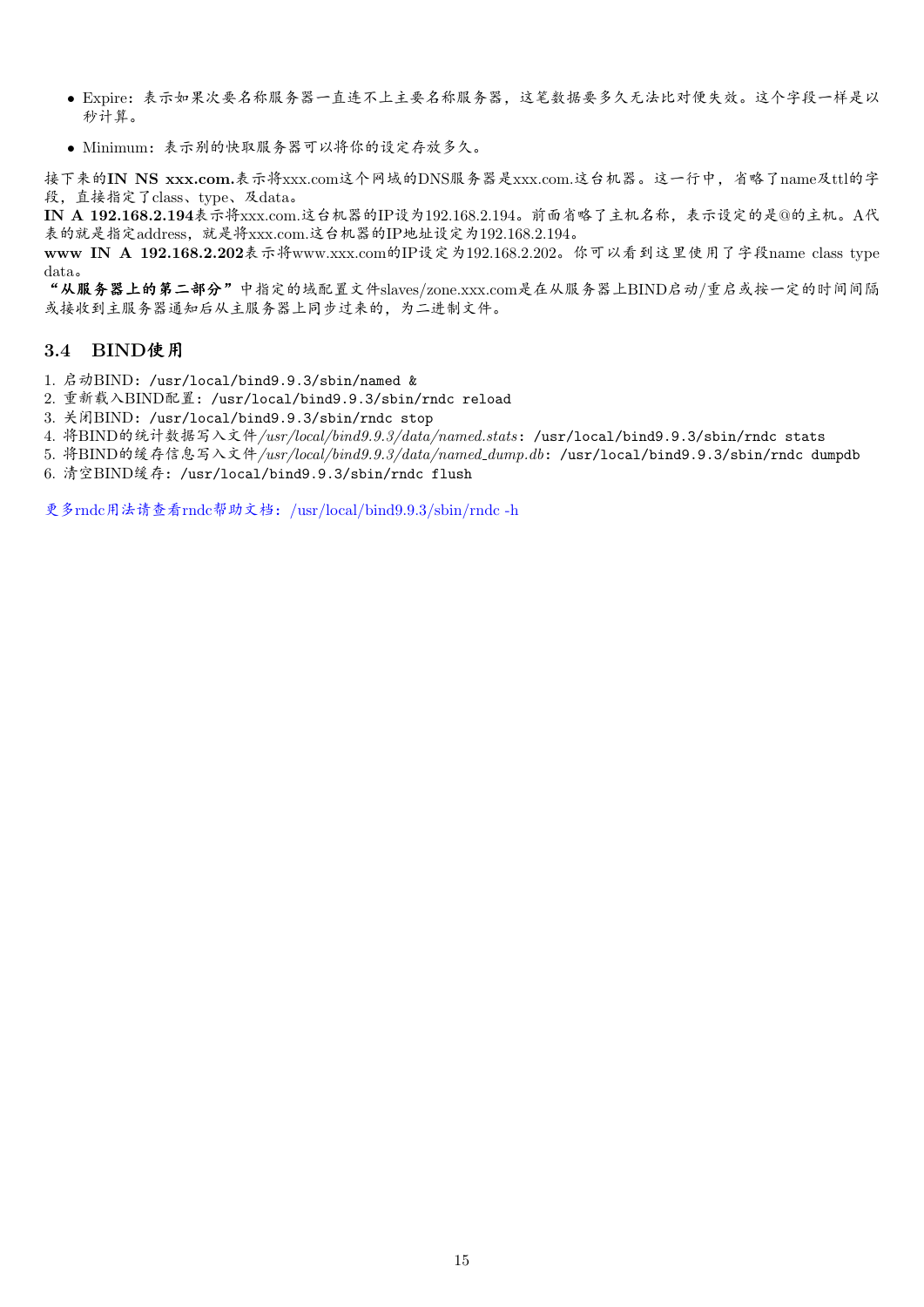- Expire：表示如果次要名称服务器一直连不上主要名称服务器，这笔数据要多久无法比对便失效。这个字段一样是以秒计算。
- Minimum：表示别的快取服务器可以将你的设定存放多久。

接下来的**IN NS xxx.com.**表示将xxx.com这个网域的DNS服务器是xxx.com.这台机器。这一行中，省略了name及ttl的字段，直接指定了class、type、及data。
**IN A 192.168.2.194**表示将xxx.com.这台机器的IP设为192.168.2.194。前面省略了主机名称，表示设定的是@的主机。A代表的就是指定address，就是将xxx.com.这台机器的IP地址设定为192.168.2.194。
**www IN A 192.168.2.202**表示将www.xxx.com的IP设定为192.168.2.202。你可以看到这里使用了字段name class type data。
**"从服务器上的第二部分"**中指定的域配置文件slaves/zone.xxx.com是在从服务器上BIND启动/重启或按一定的时间间隔或接收到主服务器通知后从主服务器上同步过来的，为二进制文件。

## 3.4 BIND使用

1. 启动BIND：`/usr/local/bind9.9.3/sbin/named &`
2. 重新载入BIND配置：`/usr/local/bind9.9.3/sbin/rndc reload`
3. 关闭BIND：`/usr/local/bind9.9.3/sbin/rndc stop`
4. 将BIND的统计数据写入文件*/usr/local/bind9.9.3/data/named.stats*：`/usr/local/bind9.9.3/sbin/rndc stats`
5. 将BIND的缓存信息写入文件*/usr/local/bind9.9.3/data/named_dump.db*：`/usr/local/bind9.9.3/sbin/rndc dumpdb`
6. 清空BIND缓存：`/usr/local/bind9.9.3/sbin/rndc flush`

更多rndc用法请查看rndc帮助文档：/usr/local/bind9.9.3/sbin/rndc -h